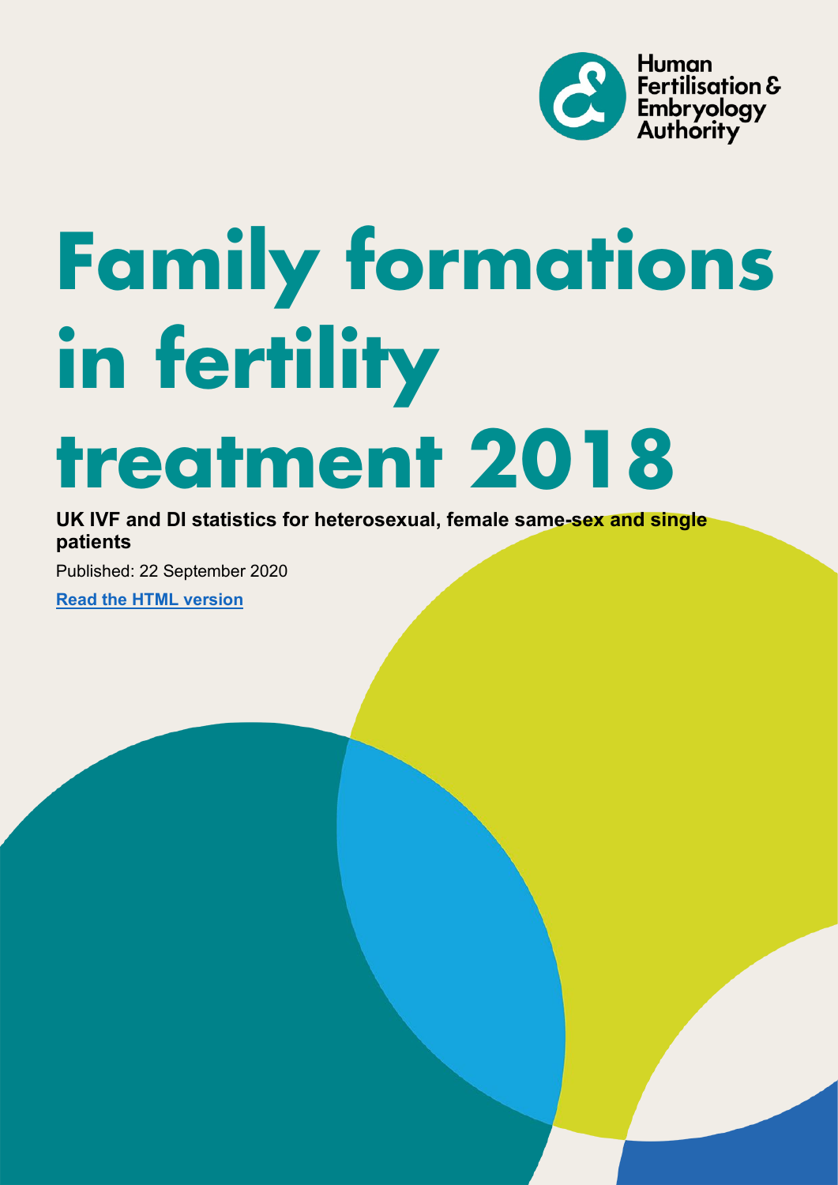Human Fertilisation & Embryology Authority

# Family formations in fertility treatment 2018

**UK IVF and DI statistics for heterosexual, female same-sex and single patients**

Published: 22 September 2020

**Read the HTML version**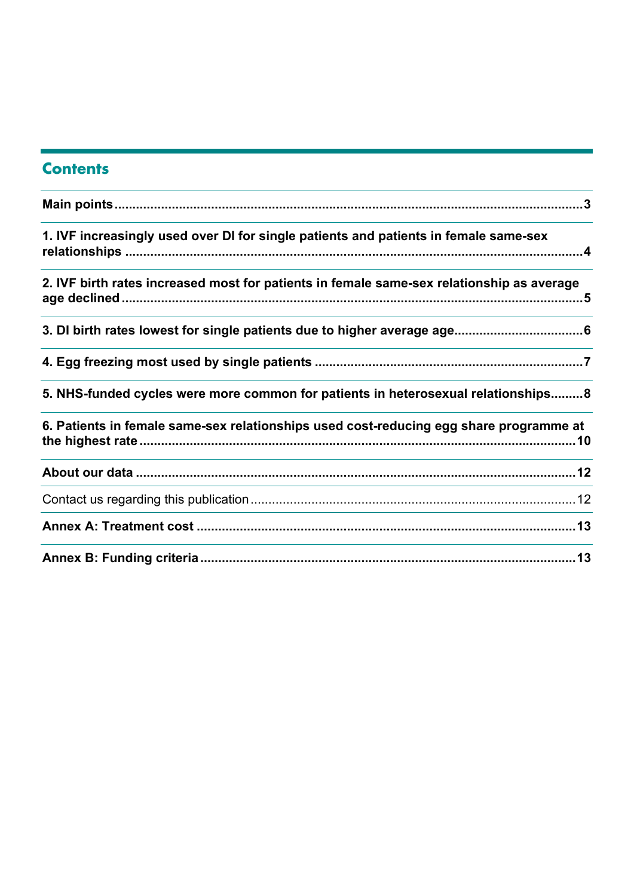## Contents

**Main points** .......... **3**

**1. IVF increasingly used over DI for single patients and patients in female same-sex relationships** .......... **4**

**2. IVF birth rates increased most for patients in female same-sex relationship as average age declined** .......... **5**

**3. DI birth rates lowest for single patients due to higher average age** .......... **6**

**4. Egg freezing most used by single patients** .......... **7**

**5. NHS-funded cycles were more common for patients in heterosexual relationships** .......... **8**

**6. Patients in female same-sex relationships used cost-reducing egg share programme at the highest rate** .......... **10**

**About our data** .......... **12**

Contact us regarding this publication .......... 12

**Annex A: Treatment cost** .......... **13**

**Annex B: Funding criteria** .......... **13**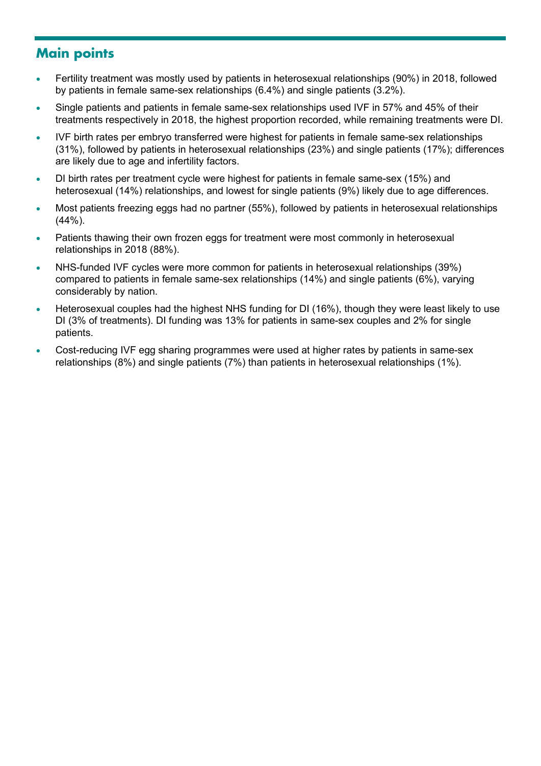## Main points

- Fertility treatment was mostly used by patients in heterosexual relationships (90%) in 2018, followed by patients in female same-sex relationships (6.4%) and single patients (3.2%).
- Single patients and patients in female same-sex relationships used IVF in 57% and 45% of their treatments respectively in 2018, the highest proportion recorded, while remaining treatments were DI.
- IVF birth rates per embryo transferred were highest for patients in female same-sex relationships (31%), followed by patients in heterosexual relationships (23%) and single patients (17%); differences are likely due to age and infertility factors.
- DI birth rates per treatment cycle were highest for patients in female same-sex (15%) and heterosexual (14%) relationships, and lowest for single patients (9%) likely due to age differences.
- Most patients freezing eggs had no partner (55%), followed by patients in heterosexual relationships (44%).
- Patients thawing their own frozen eggs for treatment were most commonly in heterosexual relationships in 2018 (88%).
- NHS-funded IVF cycles were more common for patients in heterosexual relationships (39%) compared to patients in female same-sex relationships (14%) and single patients (6%), varying considerably by nation.
- Heterosexual couples had the highest NHS funding for DI (16%), though they were least likely to use DI (3% of treatments). DI funding was 13% for patients in same-sex couples and 2% for single patients.
- Cost-reducing IVF egg sharing programmes were used at higher rates by patients in same-sex relationships (8%) and single patients (7%) than patients in heterosexual relationships (1%).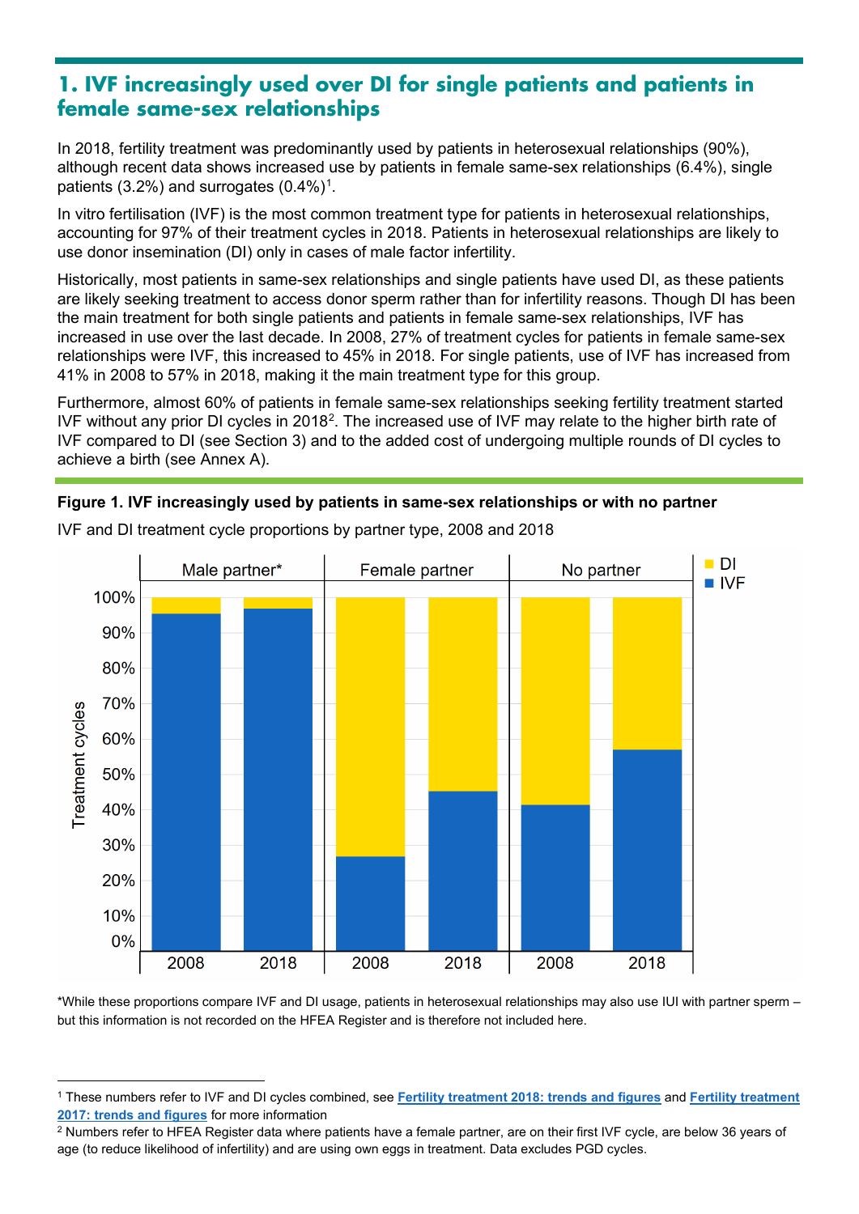# 1. IVF increasingly used over DI for single patients and patients in female same-sex relationships

In 2018, fertility treatment was predominantly used by patients in heterosexual relationships (90%), although recent data shows increased use by patients in female same-sex relationships (6.4%), single patients (3.2%) and surrogates (0.4%)[1].

In vitro fertilisation (IVF) is the most common treatment type for patients in heterosexual relationships, accounting for 97% of their treatment cycles in 2018. Patients in heterosexual relationships are likely to use donor insemination (DI) only in cases of male factor infertility.

Historically, most patients in same-sex relationships and single patients have used DI, as these patients are likely seeking treatment to access donor sperm rather than for infertility reasons. Though DI has been the main treatment for both single patients and patients in female same-sex relationships, IVF has increased in use over the last decade. In 2008, 27% of treatment cycles for patients in female same-sex relationships were IVF, this increased to 45% in 2018. For single patients, use of IVF has increased from 41% in 2008 to 57% in 2018, making it the main treatment type for this group.

Furthermore, almost 60% of patients in female same-sex relationships seeking fertility treatment started IVF without any prior DI cycles in 2018[2]. The increased use of IVF may relate to the higher birth rate of IVF compared to DI (see Section 3) and to the added cost of undergoing multiple rounds of DI cycles to achieve a birth (see Annex A).

**Figure 1. IVF increasingly used by patients in same-sex relationships or with no partner**

IVF and DI treatment cycle proportions by partner type, 2008 and 2018

*While these proportions compare IVF and DI usage, patients in heterosexual relationships may also use IUI with partner sperm – but this information is not recorded on the HFEA Register and is therefore not included here.

---

[1] These numbers refer to IVF and DI cycles combined, see **Fertility treatment 2018: trends and figures** and **Fertility treatment 2017: trends and figures** for more information

[2] Numbers refer to HFEA Register data where patients have a female partner, are on their first IVF cycle, are below 36 years of age (to reduce likelihood of infertility) and are using own eggs in treatment. Data excludes PGD cycles.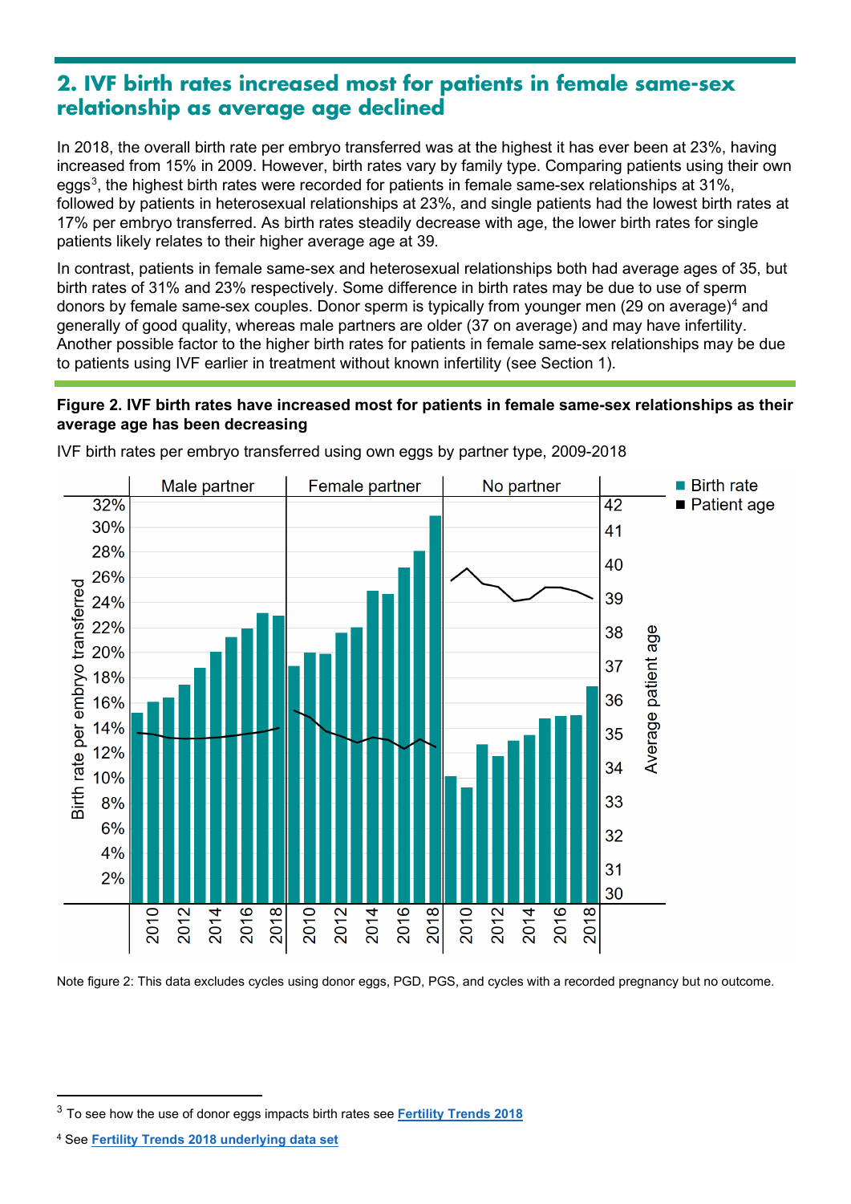## 2. IVF birth rates increased most for patients in female same-sex relationship as average age declined

In 2018, the overall birth rate per embryo transferred was at the highest it has ever been at 23%, having increased from 15% in 2009. However, birth rates vary by family type. Comparing patients using their own eggs[3], the highest birth rates were recorded for patients in female same-sex relationships at 31%, followed by patients in heterosexual relationships at 23%, and single patients had the lowest birth rates at 17% per embryo transferred. As birth rates steadily decrease with age, the lower birth rates for single patients likely relates to their higher average age at 39.

In contrast, patients in female same-sex and heterosexual relationships both had average ages of 35, but birth rates of 31% and 23% respectively. Some difference in birth rates may be due to use of sperm donors by female same-sex couples. Donor sperm is typically from younger men (29 on average)[4] and generally of good quality, whereas male partners are older (37 on average) and may have infertility. Another possible factor to the higher birth rates for patients in female same-sex relationships may be due to patients using IVF earlier in treatment without known infertility (see Section 1).

**Figure 2. IVF birth rates have increased most for patients in female same-sex relationships as their average age has been decreasing**

IVF birth rates per embryo transferred using own eggs by partner type, 2009-2018

Note figure 2: This data excludes cycles using donor eggs, PGD, PGS, and cycles with a recorded pregnancy but no outcome.

[3] To see how the use of donor eggs impacts birth rates see Fertility Trends 2018

[4] See Fertility Trends 2018 underlying data set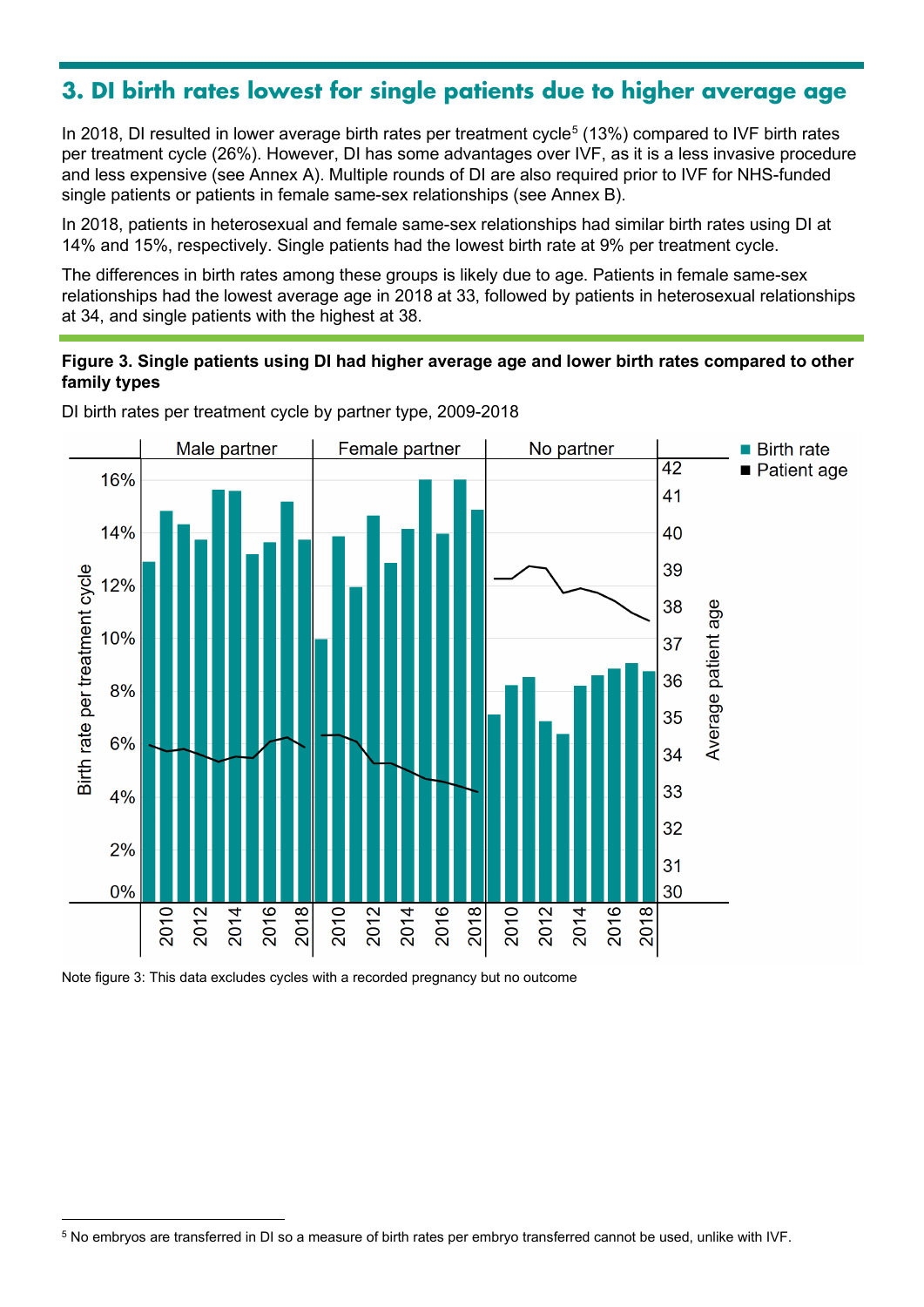## 3. DI birth rates lowest for single patients due to higher average age

In 2018, DI resulted in lower average birth rates per treatment cycle[5] (13%) compared to IVF birth rates per treatment cycle (26%). However, DI has some advantages over IVF, as it is a less invasive procedure and less expensive (see Annex A). Multiple rounds of DI are also required prior to IVF for NHS-funded single patients or patients in female same-sex relationships (see Annex B).

In 2018, patients in heterosexual and female same-sex relationships had similar birth rates using DI at 14% and 15%, respectively. Single patients had the lowest birth rate at 9% per treatment cycle.

The differences in birth rates among these groups is likely due to age. Patients in female same-sex relationships had the lowest average age in 2018 at 33, followed by patients in heterosexual relationships at 34, and single patients with the highest at 38.

**Figure 3. Single patients using DI had higher average age and lower birth rates compared to other family types**

DI birth rates per treatment cycle by partner type, 2009-2018

Note figure 3: This data excludes cycles with a recorded pregnancy but no outcome

[5] No embryos are transferred in DI so a measure of birth rates per embryo transferred cannot be used, unlike with IVF.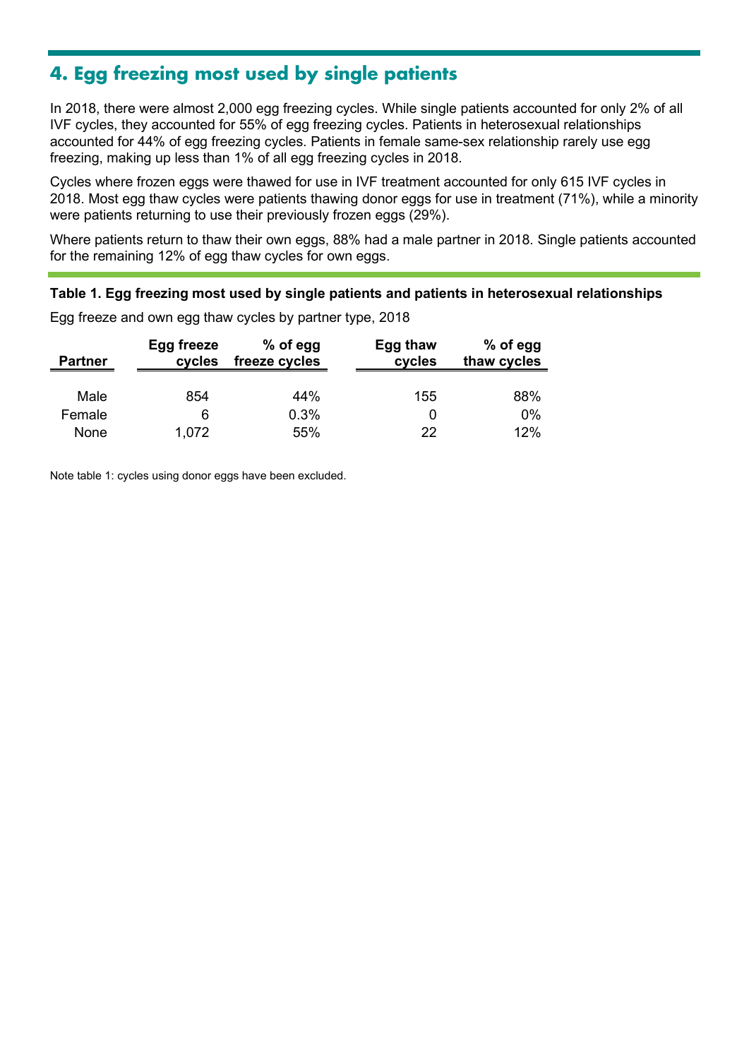## 4. Egg freezing most used by single patients

In 2018, there were almost 2,000 egg freezing cycles. While single patients accounted for only 2% of all IVF cycles, they accounted for 55% of egg freezing cycles. Patients in heterosexual relationships accounted for 44% of egg freezing cycles. Patients in female same-sex relationship rarely use egg freezing, making up less than 1% of all egg freezing cycles in 2018.

Cycles where frozen eggs were thawed for use in IVF treatment accounted for only 615 IVF cycles in 2018. Most egg thaw cycles were patients thawing donor eggs for use in treatment (71%), while a minority were patients returning to use their previously frozen eggs (29%).

Where patients return to thaw their own eggs, 88% had a male partner in 2018. Single patients accounted for the remaining 12% of egg thaw cycles for own eggs.

**Table 1. Egg freezing most used by single patients and patients in heterosexual relationships**

Egg freeze and own egg thaw cycles by partner type, 2018

| Partner | Egg freeze cycles | % of egg freeze cycles | Egg thaw cycles | % of egg thaw cycles |
|---|---|---|---|---|
| Male | 854 | 44% | 155 | 88% |
| Female | 6 | 0.3% | 0 | 0% |
| None | 1,072 | 55% | 22 | 12% |

Note table 1: cycles using donor eggs have been excluded.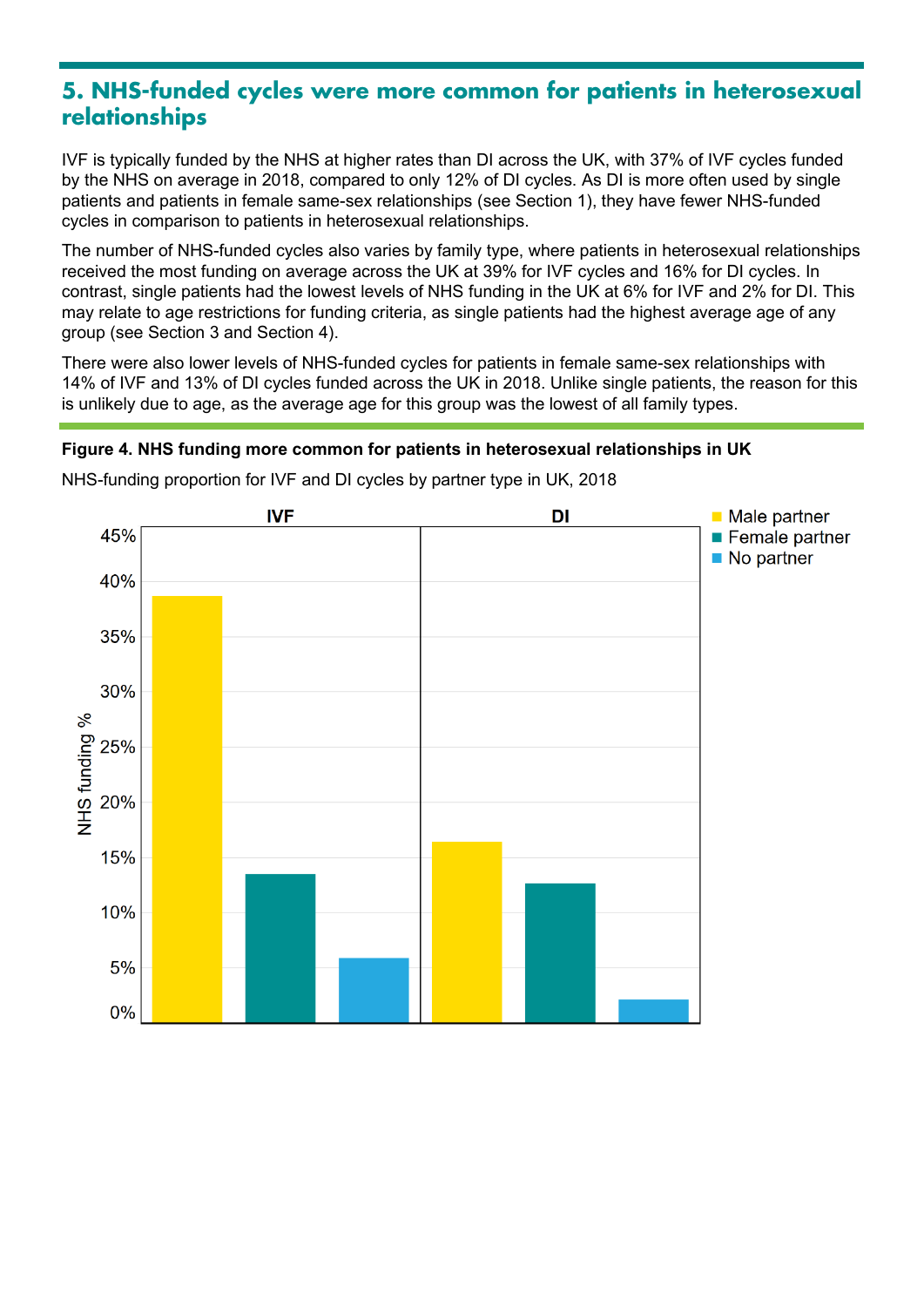## 5. NHS-funded cycles were more common for patients in heterosexual relationships

IVF is typically funded by the NHS at higher rates than DI across the UK, with 37% of IVF cycles funded by the NHS on average in 2018, compared to only 12% of DI cycles. As DI is more often used by single patients and patients in female same-sex relationships (see Section 1), they have fewer NHS-funded cycles in comparison to patients in heterosexual relationships.

The number of NHS-funded cycles also varies by family type, where patients in heterosexual relationships received the most funding on average across the UK at 39% for IVF cycles and 16% for DI cycles. In contrast, single patients had the lowest levels of NHS funding in the UK at 6% for IVF and 2% for DI. This may relate to age restrictions for funding criteria, as single patients had the highest average age of any group (see Section 3 and Section 4).

There were also lower levels of NHS-funded cycles for patients in female same-sex relationships with 14% of IVF and 13% of DI cycles funded across the UK in 2018. Unlike single patients, the reason for this is unlikely due to age, as the average age for this group was the lowest of all family types.

**Figure 4. NHS funding more common for patients in heterosexual relationships in UK**

NHS-funding proportion for IVF and DI cycles by partner type in UK, 2018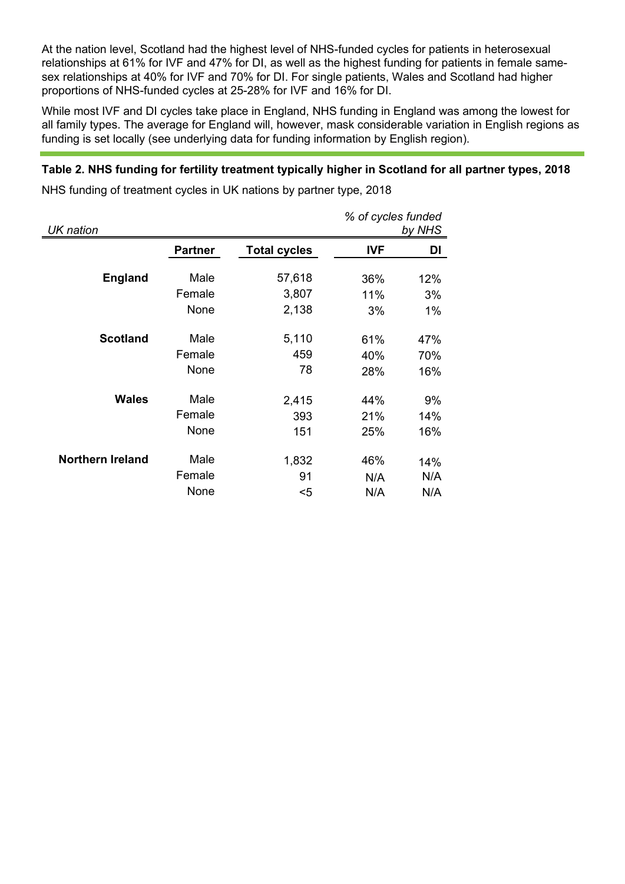At the nation level, Scotland had the highest level of NHS-funded cycles for patients in heterosexual relationships at 61% for IVF and 47% for DI, as well as the highest funding for patients in female same-sex relationships at 40% for IVF and 70% for DI. For single patients, Wales and Scotland had higher proportions of NHS-funded cycles at 25-28% for IVF and 16% for DI.

While most IVF and DI cycles take place in England, NHS funding in England was among the lowest for all family types. The average for England will, however, mask considerable variation in English regions as funding is set locally (see underlying data for funding information by English region).

**Table 2. NHS funding for fertility treatment typically higher in Scotland for all partner types, 2018**

NHS funding of treatment cycles in UK nations by partner type, 2018

| *UK nation* | | | *% of cycles funded by NHS* | |
|---|---|---|---|---|
| | **Partner** | **Total cycles** | **IVF** | **DI** |
| **England** | Male | 57,618 | 36% | 12% |
| | Female | 3,807 | 11% | 3% |
| | None | 2,138 | 3% | 1% |
| **Scotland** | Male | 5,110 | 61% | 47% |
| | Female | 459 | 40% | 70% |
| | None | 78 | 28% | 16% |
| **Wales** | Male | 2,415 | 44% | 9% |
| | Female | 393 | 21% | 14% |
| | None | 151 | 25% | 16% |
| **Northern Ireland** | Male | 1,832 | 46% | 14% |
| | Female | 91 | N/A | N/A |
| | None | <5 | N/A | N/A |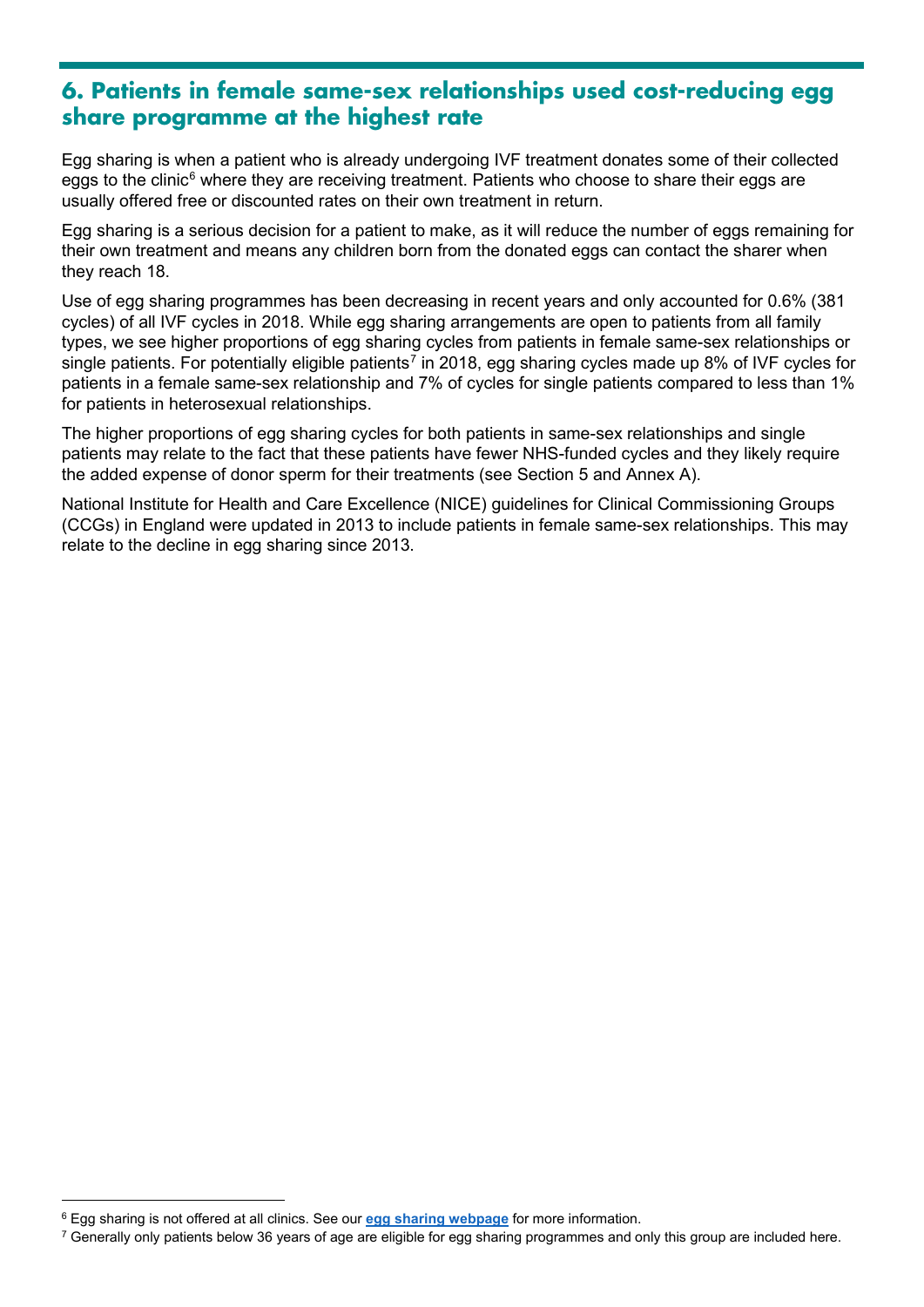## 6. Patients in female same-sex relationships used cost-reducing egg share programme at the highest rate

Egg sharing is when a patient who is already undergoing IVF treatment donates some of their collected eggs to the clinic[6] where they are receiving treatment. Patients who choose to share their eggs are usually offered free or discounted rates on their own treatment in return.

Egg sharing is a serious decision for a patient to make, as it will reduce the number of eggs remaining for their own treatment and means any children born from the donated eggs can contact the sharer when they reach 18.

Use of egg sharing programmes has been decreasing in recent years and only accounted for 0.6% (381 cycles) of all IVF cycles in 2018. While egg sharing arrangements are open to patients from all family types, we see higher proportions of egg sharing cycles from patients in female same-sex relationships or single patients. For potentially eligible patients[7] in 2018, egg sharing cycles made up 8% of IVF cycles for patients in a female same-sex relationship and 7% of cycles for single patients compared to less than 1% for patients in heterosexual relationships.

The higher proportions of egg sharing cycles for both patients in same-sex relationships and single patients may relate to the fact that these patients have fewer NHS-funded cycles and they likely require the added expense of donor sperm for their treatments (see Section 5 and Annex A).

National Institute for Health and Care Excellence (NICE) guidelines for Clinical Commissioning Groups (CCGs) in England were updated in 2013 to include patients in female same-sex relationships. This may relate to the decline in egg sharing since 2013.

---

[6] Egg sharing is not offered at all clinics. See our **egg sharing webpage** for more information.

[7] Generally only patients below 36 years of age are eligible for egg sharing programmes and only this group are included here.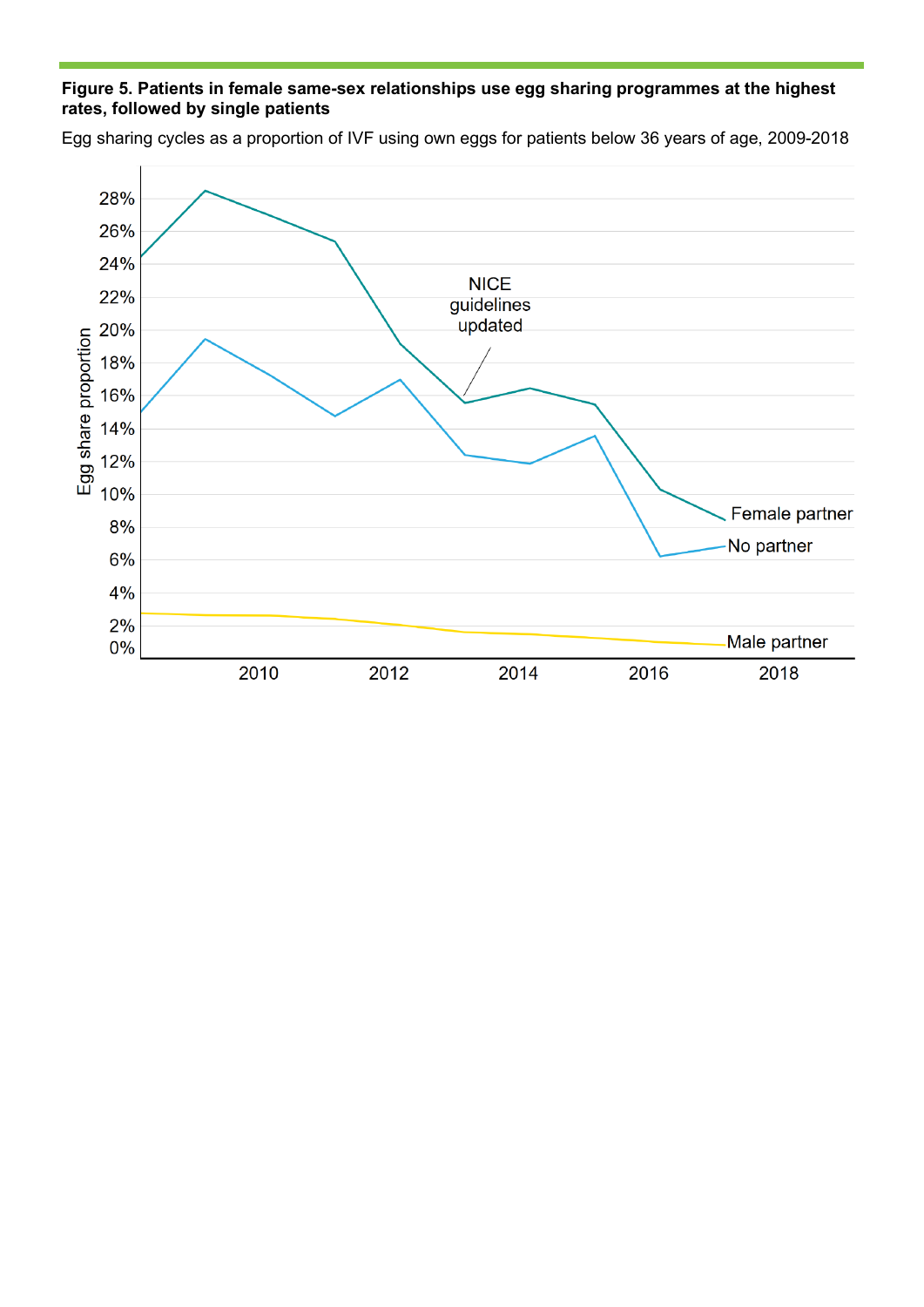**Figure 5. Patients in female same-sex relationships use egg sharing programmes at the highest rates, followed by single patients**

Egg sharing cycles as a proportion of IVF using own eggs for patients below 36 years of age, 2009-2018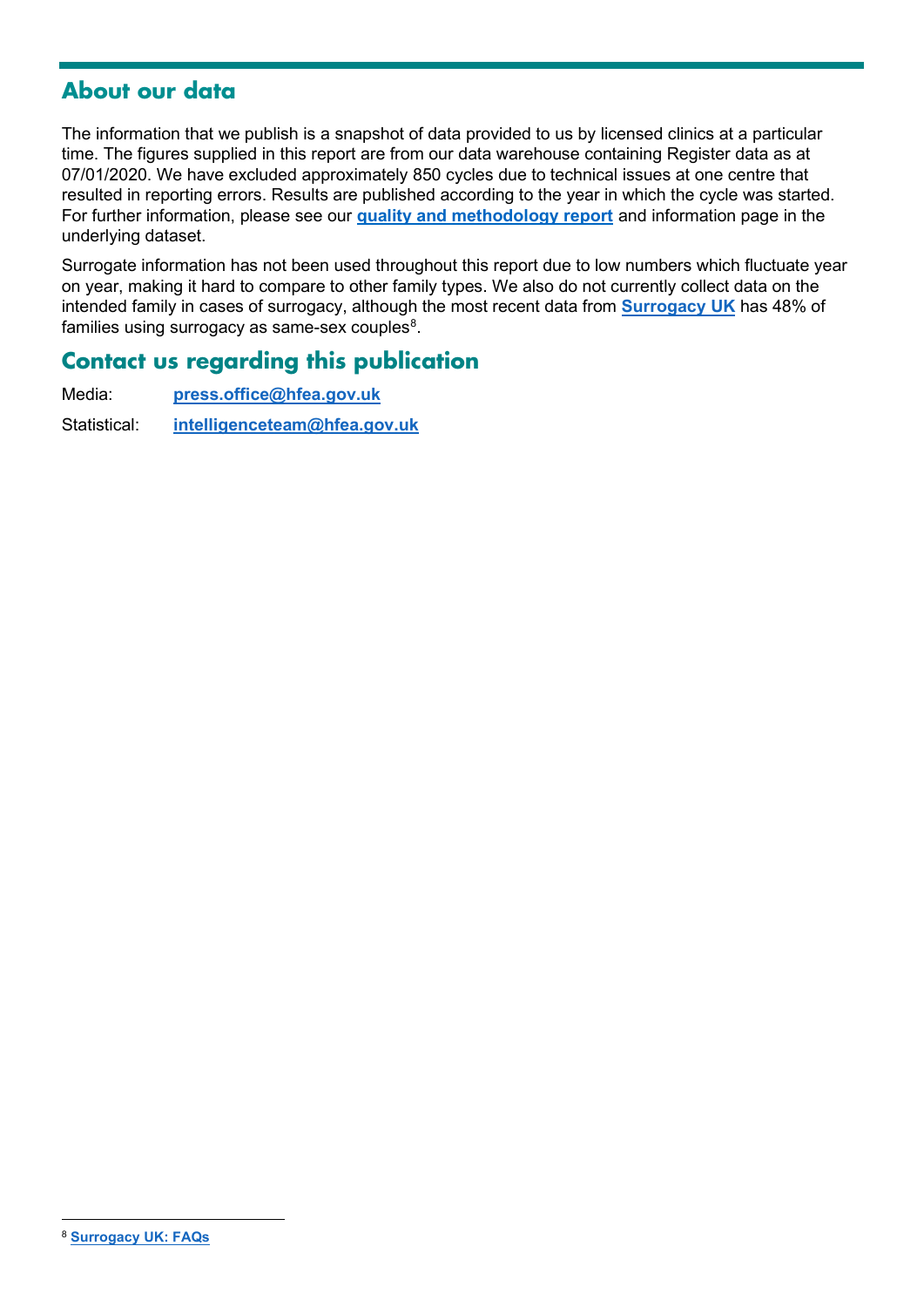## About our data

The information that we publish is a snapshot of data provided to us by licensed clinics at a particular time. The figures supplied in this report are from our data warehouse containing Register data as at 07/01/2020. We have excluded approximately 850 cycles due to technical issues at one centre that resulted in reporting errors. Results are published according to the year in which the cycle was started. For further information, please see our **quality and methodology report** and information page in the underlying dataset.

Surrogate information has not been used throughout this report due to low numbers which fluctuate year on year, making it hard to compare to other family types. We also do not currently collect data on the intended family in cases of surrogacy, although the most recent data from **Surrogacy UK** has 48% of families using surrogacy as same-sex couples[8].

## Contact us regarding this publication

Media: **press.office@hfea.gov.uk**

Statistical: **intelligenceteam@hfea.gov.uk**

---

[8] **Surrogacy UK: FAQs**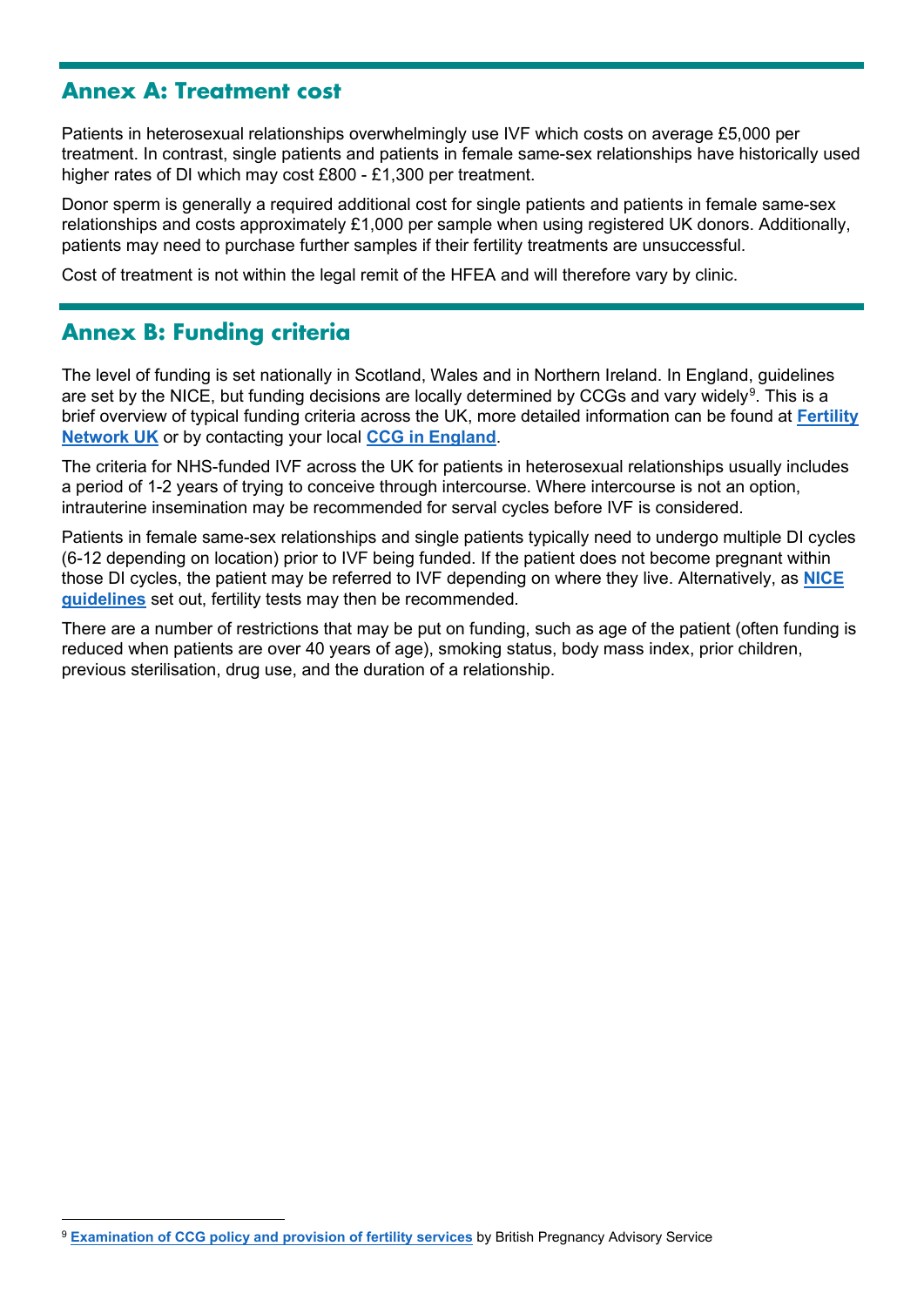## Annex A: Treatment cost

Patients in heterosexual relationships overwhelmingly use IVF which costs on average £5,000 per treatment. In contrast, single patients and patients in female same-sex relationships have historically used higher rates of DI which may cost £800 - £1,300 per treatment.

Donor sperm is generally a required additional cost for single patients and patients in female same-sex relationships and costs approximately £1,000 per sample when using registered UK donors. Additionally, patients may need to purchase further samples if their fertility treatments are unsuccessful.

Cost of treatment is not within the legal remit of the HFEA and will therefore vary by clinic.

## Annex B: Funding criteria

The level of funding is set nationally in Scotland, Wales and in Northern Ireland. In England, guidelines are set by the NICE, but funding decisions are locally determined by CCGs and vary widely[9]. This is a brief overview of typical funding criteria across the UK, more detailed information can be found at **Fertility Network UK** or by contacting your local **CCG in England**.

The criteria for NHS-funded IVF across the UK for patients in heterosexual relationships usually includes a period of 1-2 years of trying to conceive through intercourse. Where intercourse is not an option, intrauterine insemination may be recommended for serval cycles before IVF is considered.

Patients in female same-sex relationships and single patients typically need to undergo multiple DI cycles (6-12 depending on location) prior to IVF being funded. If the patient does not become pregnant within those DI cycles, the patient may be referred to IVF depending on where they live. Alternatively, as **NICE guidelines** set out, fertility tests may then be recommended.

There are a number of restrictions that may be put on funding, such as age of the patient (often funding is reduced when patients are over 40 years of age), smoking status, body mass index, prior children, previous sterilisation, drug use, and the duration of a relationship.

---

[9] **Examination of CCG policy and provision of fertility services** by British Pregnancy Advisory Service